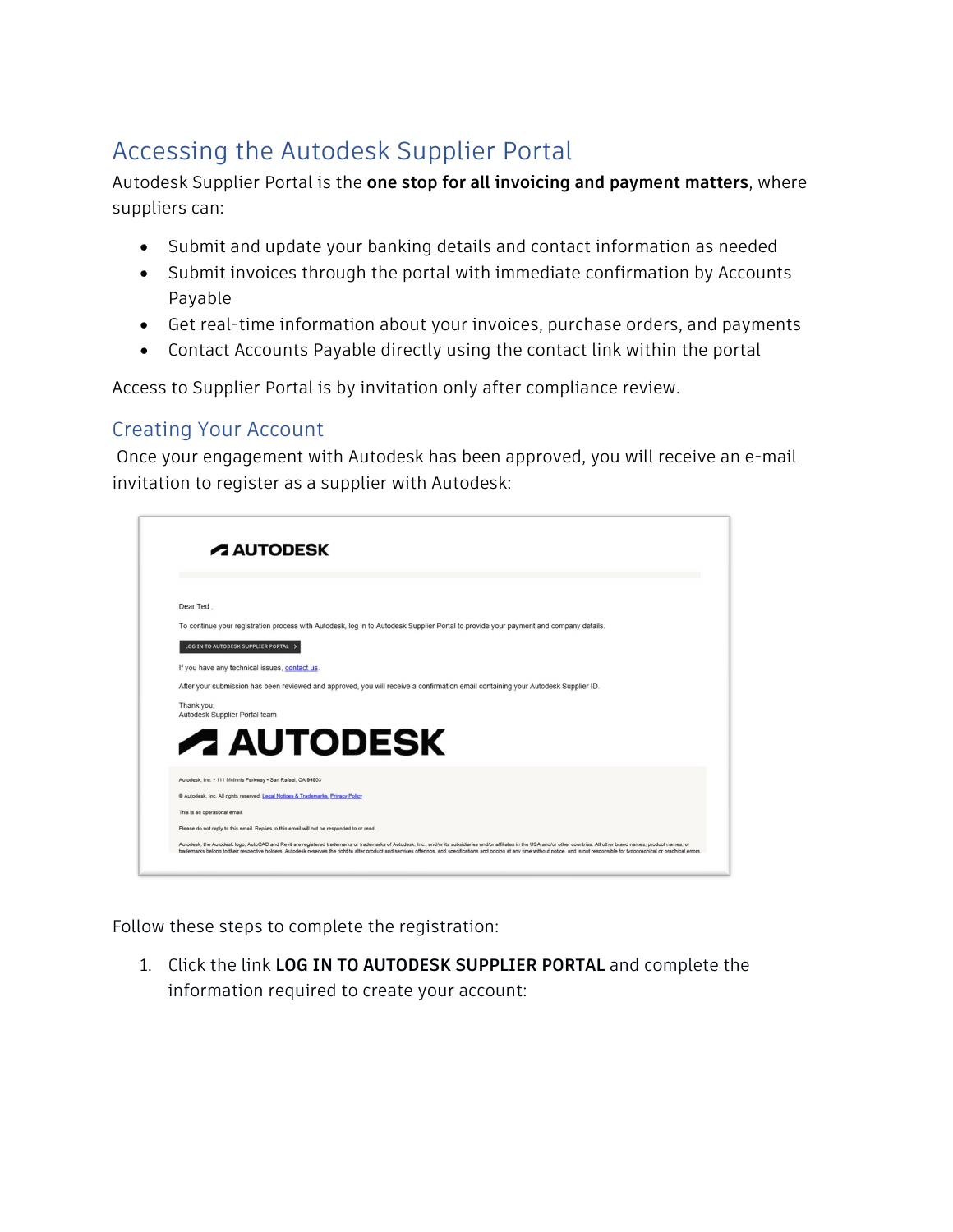# Accessing the Autodesk Supplier Portal

Autodesk Supplier Portal is the **one stop for all invoicing and payment matters**, where suppliers can:

- Submit and update your banking details and contact information as needed
- Submit invoices through the portal with immediate confirmation by Accounts Payable
- Get real-time information about your invoices, purchase orders, and payments
- Contact Accounts Payable directly using the contact link within the portal

Access to Supplier Portal is by invitation only after compliance review.

## Creating Your Account

Once your engagement with Autodesk has been approved, you will receive an e-mail invitation to register as a supplier with Autodesk:

Follow these steps to complete the registration:

1. Click the link **LOG IN TO AUTODESK SUPPLIER PORTAL** and complete the information required to create your account: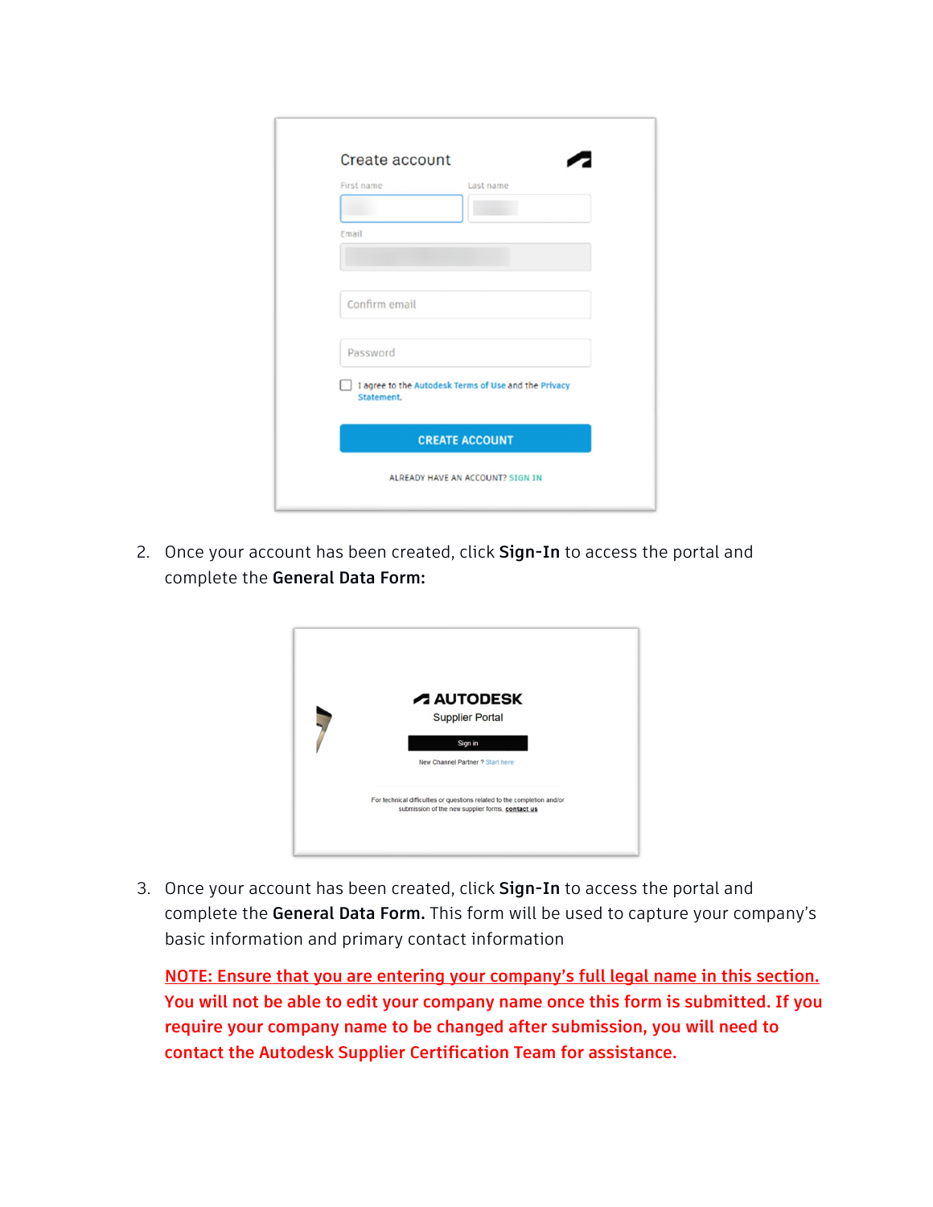2. Once your account has been created, click **Sign-In** to access the portal and complete the **General Data Form:**

3. Once your account has been created, click **Sign-In** to access the portal and complete the **General Data Form.** This form will be used to capture your company's basic information and primary contact information

   **NOTE: Ensure that you are entering your company's full legal name in this section. You will not be able to edit your company name once this form is submitted. If you require your company name to be changed after submission, you will need to contact the Autodesk Supplier Certification Team for assistance.**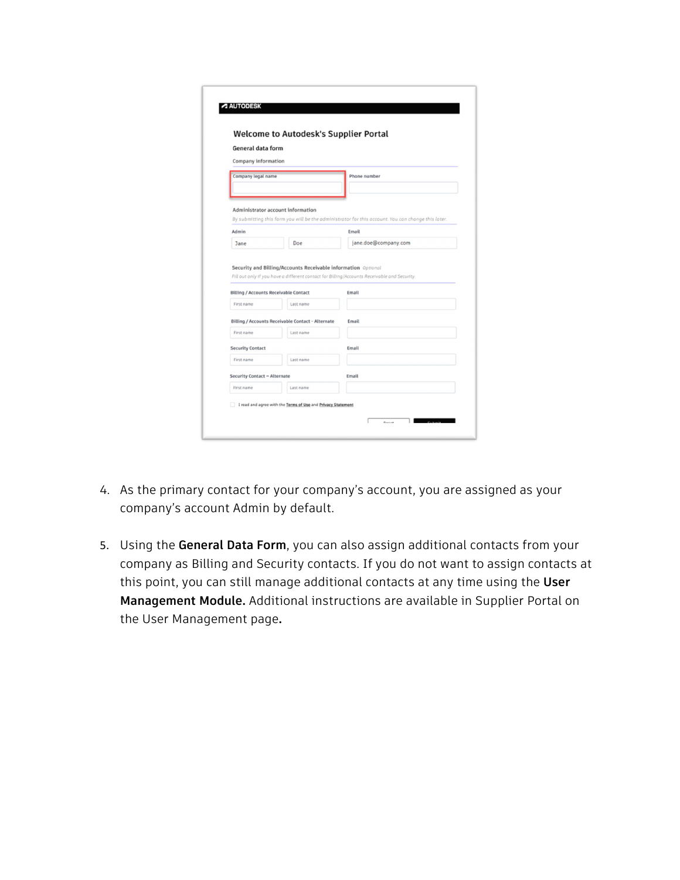4. As the primary contact for your company's account, you are assigned as your company's account Admin by default.

5. Using the **General Data Form**, you can also assign additional contacts from your company as Billing and Security contacts. If you do not want to assign contacts at this point, you can still manage additional contacts at any time using the **User Management Module.** Additional instructions are available in Supplier Portal on the User Management page**.**